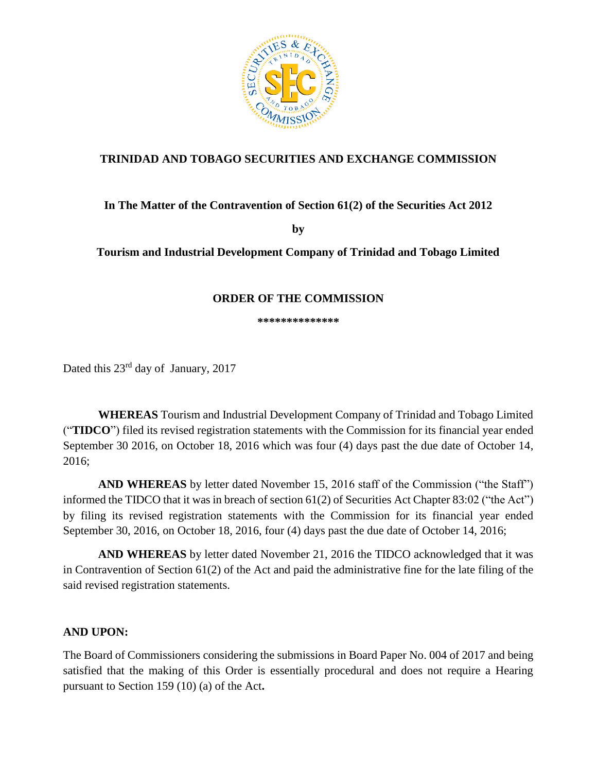**TRINIDAD AND TOBAGO SECURITIES AND EXCHANGE COMMISSION**

**In The Matter of the Contravention of Section 61(2) of the Securities Act 2012**

**by**

**Tourism and Industrial Development Company of Trinidad and Tobago Limited**

**ORDER OF THE COMMISSION**

**\*\*\*\*\*\*\*\*\*\*\*\*\*\***

Dated this 23rd day of January, 2017

**WHEREAS** Tourism and Industrial Development Company of Trinidad and Tobago Limited ("**TIDCO**") filed its revised registration statements with the Commission for its financial year ended September 30 2016, on October 18, 2016 which was four (4) days past the due date of October 14, 2016;

**AND WHEREAS** by letter dated November 15, 2016 staff of the Commission ("the Staff") informed the TIDCO that it was in breach of section 61(2) of Securities Act Chapter 83:02 ("the Act") by filing its revised registration statements with the Commission for its financial year ended September 30, 2016, on October 18, 2016, four (4) days past the due date of October 14, 2016;

**AND WHEREAS** by letter dated November 21, 2016 the TIDCO acknowledged that it was in Contravention of Section 61(2) of the Act and paid the administrative fine for the late filing of the said revised registration statements.

**AND UPON:**

The Board of Commissioners considering the submissions in Board Paper No. 004 of 2017 and being satisfied that the making of this Order is essentially procedural and does not require a Hearing pursuant to Section 159 (10) (a) of the Act**.**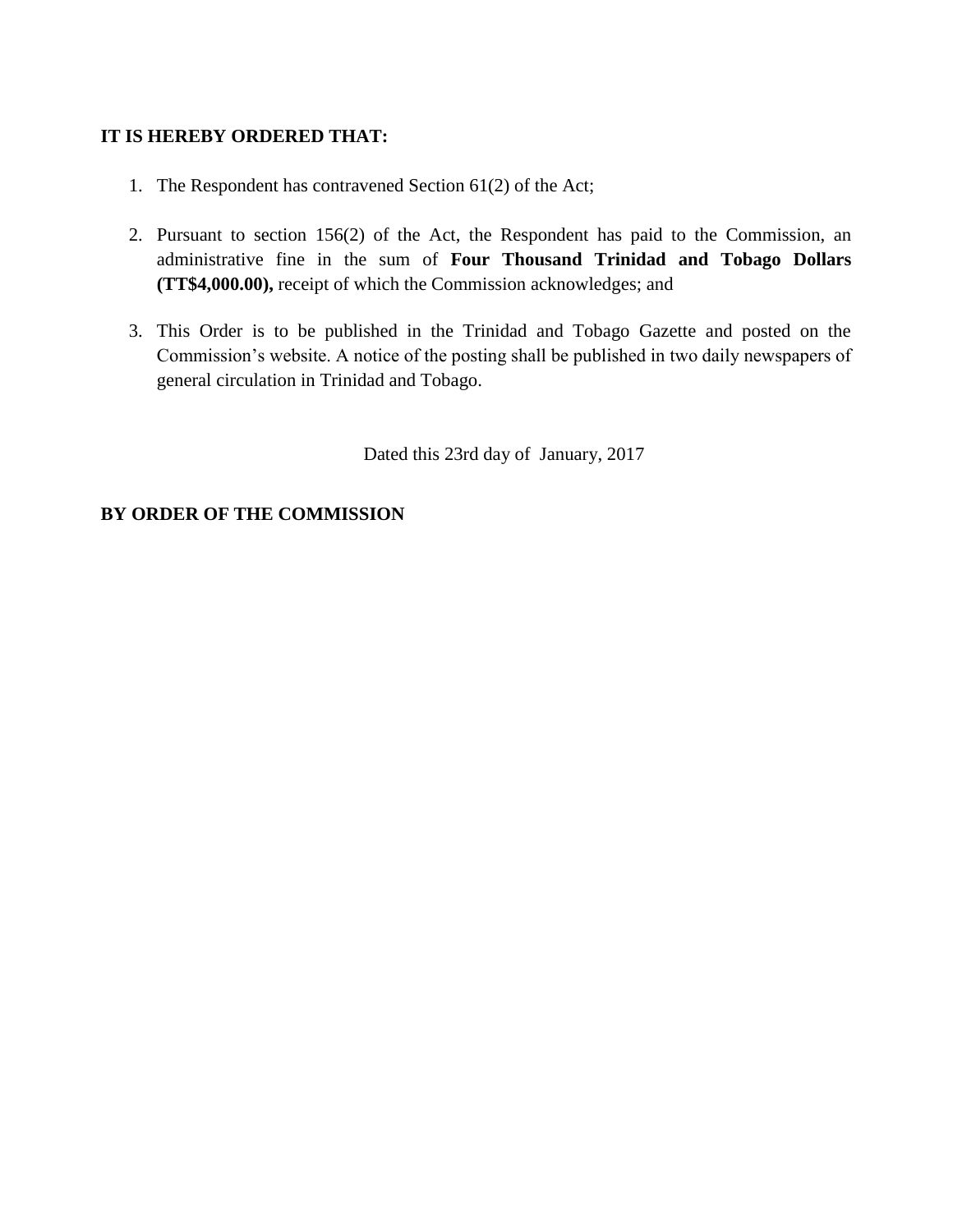**IT IS HEREBY ORDERED THAT:**

1. The Respondent has contravened Section 61(2) of the Act;

2. Pursuant to section 156(2) of the Act, the Respondent has paid to the Commission, an administrative fine in the sum of **Four Thousand Trinidad and Tobago Dollars (TT$4,000.00),** receipt of which the Commission acknowledges; and

3. This Order is to be published in the Trinidad and Tobago Gazette and posted on the Commission's website. A notice of the posting shall be published in two daily newspapers of general circulation in Trinidad and Tobago.

Dated this 23rd day of January, 2017

**BY ORDER OF THE COMMISSION**